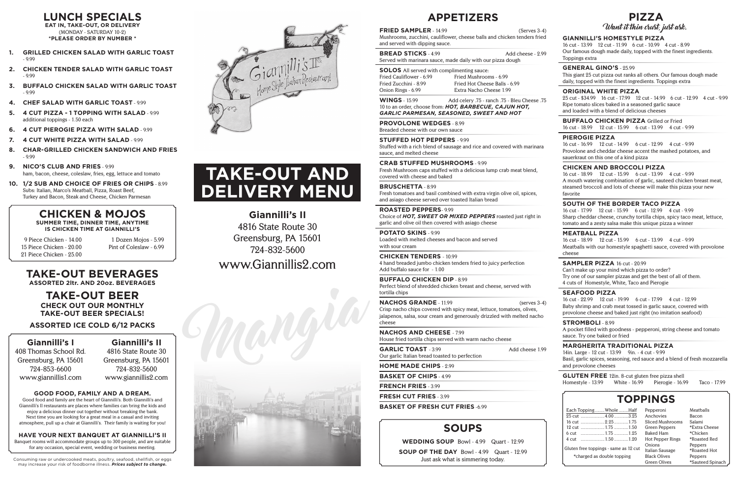## LUNCH SPECIALS

**EAT IN, TAKE-OUT, OR DELIVERY**
(MONDAY - SATURDAY 10-2)
**\*PLEASE ORDER BY NUMBER \***

1. **GRILLED CHICKEN SALAD WITH GARLIC TOAST** - 9.99
2. **CHICKEN TENDER SALAD WITH GARLIC TOAST** - 9.99
3. **BUFFALO CHICKEN SALAD WITH GARLIC TOAST** - 9.99
4. **CHEF SALAD WITH GARLIC TOAST** - 9.99
5. **4 CUT PIZZA - 1 TOPPING WITH SALAD** - 9.99
   additional toppings - 1.50 each
6. **4 CUT PIEROGIE PIZZA WITH SALAD** - 9.99
7. **4 CUT WHITE PIZZA WITH SALAD** - 9.99
8. **CHAR-GRILLED CHICKEN SANDWICH WITH FRIES** - 9.99
9. **NICO'S CLUB AND FRIES** - 9.99
   ham, bacon, cheese, coleslaw, fries, egg, lettuce and tomato
10. **1/2 SUB AND CHOICE OF FRIES OR CHIPS** - 8.99
    Subs: Italian, Marco's Meatball, Pizza, Roast Beef, Turkey and Bacon, Steak and Cheese, Chicken Parmesan

## CHICKEN & MOJOS

**SUMMER TIME, DINNER TIME, ANYTIME IS CHICKEN TIME AT GIANNILLI'S**

9 Piece Chicken - 14.00
15 Piece Chicken - 20.00
21 Piece Chicken - 25.00
1 Dozen Mojos - 5.99
Pint of Coleslaw - 6.99

## TAKE-OUT BEVERAGES

**ASSORTED 2ltr. AND 20oz. BEVERAGES**

## TAKE-OUT BEER

**CHECK OUT OUR MONTHLY TAKE-OUT BEER SPECIALS!**

**ASSORTED ICE COLD 6/12 PACKS**

**Giannilli's I**
408 Thomas School Rd.
Greensburg, PA 15601
724-853-6600
www.giannillis1.com

**Giannilli's II**
4816 State Route 30
Greensburg, PA 15601
724-832-5600
www.giannillis2.com

**GOOD FOOD, FAMILY AND A DREAM.**
Good food and family are the heart of Giannilli's. Both Giannilli's and Giannilli's II restaurants are places where families can bring the kids and enjoy a delicious dinner out together without breaking the bank. Next time you are looking for a great meal in a casual and inviting atmosphere, pull up a chair at Giannilli's. Their family is waiting for you!

**HAVE YOUR NEXT BANQUET AT GIANNILLI'S II**
Banquet rooms will accommodate groups up to 300 people, and are suitable for any occasion, special event, wedding or business meeting.

Consuming raw or undercooked meats, poultry, seafood, shellfish, or eggs may increase your risk of foodborne illness. ***Prices subject to change.***

Giannilli's II
Home Style Italian Restaurant

# TAKE-OUT AND DELIVERY MENU

**Giannilli's II**
4816 State Route 30
Greensburg, PA 15601
724-832-5600
www.Giannillis2.com

Mangia

## APPETIZERS

**FRIED SAMPLER** - 14.99 (Serves 3-4)
Mushrooms, zucchini, cauliflower, cheese balls and chicken tenders fried and served with dipping sauce.

**BREAD STICKS** - 4.99 Add cheese - 2.99
Served with marinara sauce, made daily with our pizza dough

**SOLOS** All served with complimenting sauce:
Fried Cauliflower - 6.99
Fried Zucchini - 8.99
Onion Rings - 6.99
Fried Mushrooms - 6.99
Fried Hot Cheese Balls - 6.99
Extra Nacho Cheese 1.99

**WINGS** - 15.99 Add celery .75 - ranch .75 - Bleu Cheese .75
10 to an order, choose from: ***HOT, BARBECUE, CAJUN HOT, GARLIC PARMESAN, SEASONED, SWEET AND HOT***

**PROVOLONE WEDGES** - 8.99
Breaded cheese with our own sauce

**STUFFED HOT PEPPERS** - 9.99
Stuffed with a rich blend of sausage and rice and covered with marinara sauce, and melted cheese

**CRAB STUFFED MUSHROOMS** - 9.99
Fresh Mushroom caps stuffed with a delicious lump crab meat blend, covered with cheese and baked

**BRUSCHETTA** - 8.99
Fresh tomatoes and basil combined with extra virgin olive oil, spices, and asiago cheese served over toasted Italian bread

**ROASTED PEPPERS**- 9.99
Choice of ***HOT, SWEET OR MIXED PEPPERS*** roasted just right in garlic and olive oil then covered with asiago cheese

**POTATO SKINS** - 9.99
Loaded with melted cheeses and bacon and served with sour cream

**CHICKEN TENDERS** - 10.99
4 hand breaded jumbo chicken tenders fried to juicy perfection
Add buffalo sauce for - 1.00

**BUFFALO CHICKEN DIP** - 8.99
Perfect blend of shredded chicken breast and cheese, served with tortilla chips

**NACHOS GRANDE** - 11.99 (serves 3-4)
Crisp nacho chips covered with spicy meat, lettuce, tomatoes, olives, jalapenos, salsa, sour cream and generously drizzled with melted nacho cheese

**NACHOS AND CHEESE** - 7.99
House fried tortilla chips served with warm nacho cheese

**GARLIC TOAST** - 3.99 Add cheese 1.99
Our garlic Italian bread toasted to perfection

**HOME MADE CHIPS** - 2.99

**BASKET OF CHIPS** - 4.99

**FRENCH FRIES** - 3.99

**FRESH CUT FRIES** - 3.99

**BASKET OF FRESH CUT FRIES** -6.99

## SOUPS

**WEDDING SOUP** Bowl - 4.99 Quart - 12.99

**SOUP OF THE DAY** Bowl - 4.99 Quart - 12.99
Just ask what is simmering today.

## PIZZA

*Want it thin crust, just ask.*

**GIANNILLI'S HOMESTYLE PIZZA**
16 cut - 13.99 12 cut - 11.99 6 cut - 10.99 4 cut - 8.99
Our famous dough made daily, topped with the finest ingredients. Toppings extra

**GENERAL GINO'S** - 25.99
This giant 25 cut pizza out ranks all others. Our famous dough made daily, topped with the finest ingredients. Toppings extra

**ORIGINAL WHITE PIZZA**
25 cut - $34.99 16 cut - 17.99 12 cut - 14.99 6 cut - 12.99 4 cut - 9.99
Ripe tomato slices baked in a seasoned garlic sauce and loaded with a blend of delicious cheeses

**BUFFALO CHICKEN PIZZA** Grilled or Fried
16 cut - 18.99 12 cut - 15.99 6 cut - 13.99 4 cut - 9.99

**PIEROGIE PIZZA**
16 cut - 16.99 12 cut - 14.99 6 cut - 12.99 4 cut - 9.99
Provolone and cheddar cheese accent the mashed potatoes, and sauerkraut on this one of a kind pizza

**CHICKEN AND BROCCOLI PIZZA**
16 cut - 18.99 12 cut - 15.99 6 cut - 13.99 4 cut - 9.99
A mouth watering combination of garlic, sauteed chicken breast meat, steamed broccoli and lots of cheese will make this pizza your new favorite

**SOUTH OF THE BORDER TACO PIZZA**
16 cut - 17.99 12 cut - 15.99 6 cut - 12.99 4 cut - 9.99
Sharp cheddar cheese, crunchy tortilla chips, spicy taco meat, lettuce, tomato and a zesty salsa make this unique pizza a winner

**MEATBALL PIZZA**
16 cut - 18.99 12 cut - 15.99 6 cut - 13.99 4 cut - 9.99
Meatballs with our homestyle spaghetti sauce, covered with provolone cheese

**SAMPLER PIZZA** 16 cut - 20.99
Can't make up your mind which pizza to order?
Try one of our sampler pizzas and get the best of all of them.
4 cuts of Homestyle, White, Taco and Pierogie

**SEAFOOD PIZZA**
16 cut - 22.99 12 cut - 19.99 6 cut - 17.99 4 cut - 12.99
Baby shrimp and crab meat tossed in garlic sauce, covered with provolone cheese and baked just right (no imitation seafood)

**STROMBOLI** - 8.99
A pocket filled with goodness - pepperoni, string cheese and tomato sauce. Try one baked or fried

**MARGHERITA TRADITIONAL PIZZA**
14in. Large - 12 cut - 13.99 9in. - 4 cut - 9.99
Basil, garlic spices, seasoning, red sauce and a blend of fresh mozzarella and provolone cheeses

**GLUTEN FREE** 12in. 8-cut gluten free pizza shell
Homestyle - 13.99 White - 16.99 Pierogie - 16.99 Taco - 17.99

## TOPPINGS

| Each Topping | Whole | Half |
|---|---|---|
| 25 cut | 4.00 | 3.25 |
| 16 cut | 2.25 | 1.75 |
| 12 cut | 1.75 | 1.50 |
| 6 cut | 1.75 | 1.25 |
| 4 cut | 1.50 | 1.20 |

Gluten free toppings - same as 12 cut
\*charged as double topping

Pepperoni
Anchovies
Sliced Mushrooms
Green Peppers
Baked Ham
Hot Pepper Rings
Onions
Italian Sausage
Black Olives
Green Olives
Meatballs
Bacon
Salami
\*Extra Cheese
\*Chicken
\*Roasted Red Peppers
\*Roasted Hot Peppers
\*Sauteed Spinach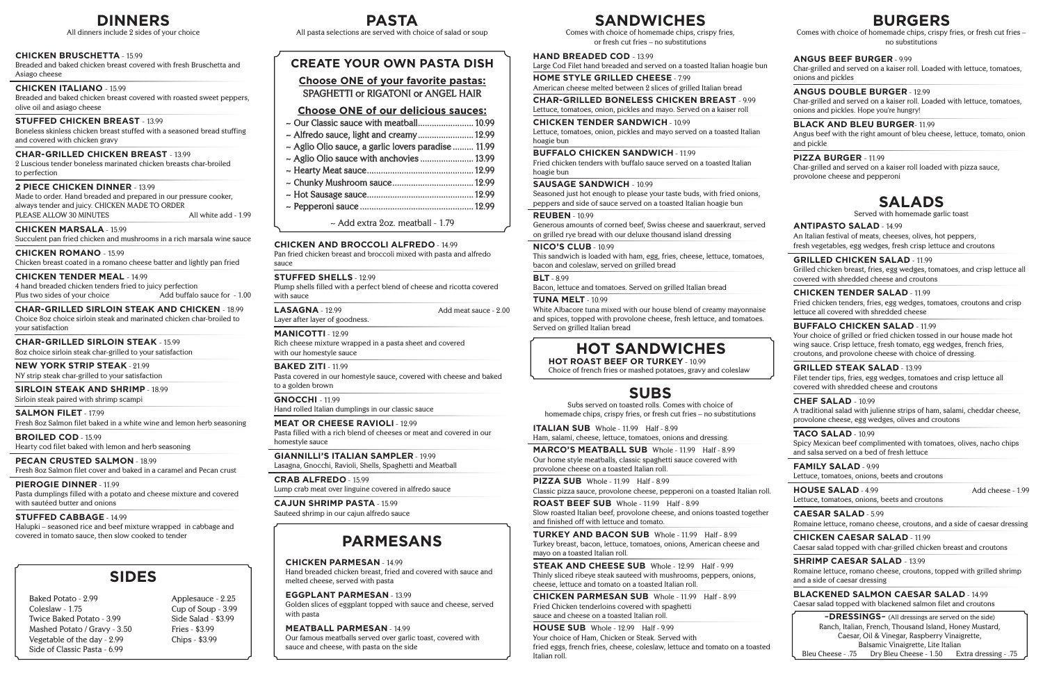# DINNERS

All dinners include 2 sides of your choice

**CHICKEN BRUSCHETTA** - 15.99
Breaded and baked chicken breast covered with fresh Bruschetta and Asiago cheese

**CHICKEN ITALIANO** - 15.99
Breaded and baked chicken breast covered with roasted sweet peppers, olive oil and asiago cheese

**STUFFED CHICKEN BREAST** - 13.99
Boneless skinless chicken breast stuffed with a seasoned bread stuffing and covered with chicken gravy

**CHAR-GRILLED CHICKEN BREAST** - 13.99
2 Luscious tender boneless marinated chicken breasts char-broiled to perfection

**2 PIECE CHICKEN DINNER** - 13.99
Made to order. Hand breaded and prepared in our pressure cooker, always tender and juicy. CHICKEN MADE TO ORDER
PLEASE ALLOW 30 MINUTES — All white add - 1.99

**CHICKEN MARSALA** - 15.99
Succulent pan fried chicken and mushrooms in a rich marsala wine sauce

**CHICKEN ROMANO** - 15.99
Chicken breast coated in a romano cheese batter and lightly pan fried

**CHICKEN TENDER MEAL** - 14.99
4 hand breaded chicken tenders fried to juicy perfection
Plus two sides of your choice — Add buffalo sauce for - 1.00

**CHAR-GRILLED SIRLOIN STEAK AND CHICKEN** - 18.99
Choice 8oz choice sirloin steak and marinated chicken char-broiled to your satisfaction

**CHAR-GRILLED SIRLOIN STEAK** - 15.99
8oz choice sirloin steak char-grilled to your satisfaction

**NEW YORK STRIP STEAK** - 21.99
NY strip steak char-grilled to your satisfaction

**SIRLOIN STEAK AND SHRIMP** - 18.99
Sirloin steak paired with shrimp scampi

**SALMON FILET** - 17.99
Fresh 8oz Salmon filet baked in a white wine and lemon herb seasoning

**BROILED COD** - 15.99
Hearty cod filet baked with lemon and herb seasoning

**PECAN CRUSTED SALMON** - 18.99
Fresh 8oz Salmon filet cover and baked in a caramel and Pecan crust

**PIEROGIE DINNER** - 11.99
Pasta dumplings filled with a potato and cheese mixture and covered with sautéed butter and onions

**STUFFED CABBAGE** - 14.99
Halupki – seasoned rice and beef mixture wrapped in cabbage and covered in tomato sauce, then slow cooked to tender

# SIDES

- Baked Potato - 2.99
- Coleslaw - 1.75
- Twice Baked Potato - 3.99
- Mashed Potato / Gravy - 3.50
- Vegetable of the day - 2.99
- Side of Classic Pasta - 6.99
- Applesauce - 2.25
- Cup of Soup - 3.99
- Side Salad - $3.99
- Fries - $3.99
- Chips - $3.99

# PASTA

All pasta selections are served with choice of salad or soup

## CREATE YOUR OWN PASTA DISH

**Choose ONE of your favorite pastas:**
SPAGHETTI or RIGATONI or ANGEL HAIR

**Choose ONE of our delicious sauces:**

- ~ Our Classic sauce with meatball........ 10.99
- ~ Alfredo sauce, light and creamy........ 12.99
- ~ Aglio Olio sauce, a garlic lovers paradise........ 11.99
- ~ Aglio Olio sauce with anchovies........ 13.99
- ~ Hearty Meat sauce........ 12.99
- ~ Chunky Mushroom sauce........ 12.99
- ~ Hot Sausage sauce........ 12.99
- ~ Pepperoni sauce........ 12.99

~ Add extra 2oz. meatball - 1.79

**CHICKEN AND BROCCOLI ALFREDO** - 14.99
Pan fried chicken breast and broccoli mixed with pasta and alfredo sauce

**STUFFED SHELLS** - 12.99
Plump shells filled with a perfect blend of cheese and ricotta covered with sauce

**LASAGNA** - 12.99 — Add meat sauce - 2.00
Layer after layer of goodness.

**MANICOTTI** - 12.99
Rich cheese mixture wrapped in a pasta sheet and covered with our homestyle sauce

**BAKED ZITI** - 11.99
Pasta covered in our homestyle sauce, covered with cheese and baked to a golden brown

**GNOCCHI** - 11.99
Hand rolled Italian dumplings in our classic sauce

**MEAT OR CHEESE RAVIOLI** - 12.99
Pasta filled with a rich blend of cheeses or meat and covered in our homestyle sauce

**GIANNILLI'S ITALIAN SAMPLER** - 19.99
Lasagna, Gnocchi, Ravioli, Shells, Spaghetti and Meatball

**CRAB ALFREDO** - 15.99
Lump crab meat over linguine covered in alfredo sauce

**CAJUN SHRIMP PASTA** - 15.99
Sauteed shrimp in our cajun alfredo sauce

# PARMESANS

**CHICKEN PARMESAN** - 14.99
Hand breaded chicken breast, fried and covered with sauce and melted cheese, served with pasta

**EGGPLANT PARMESAN** - 13.99
Golden slices of eggplant topped with sauce and cheese, served with pasta

**MEATBALL PARMESAN** - 14.99
Our famous meatballs served over garlic toast, covered with sauce and cheese, with pasta on the side

# SANDWICHES

Comes with choice of homemade chips, crispy fries, or fresh cut fries – no substitutions

**HAND BREADED COD** - 13.99
Large Cod Filet hand breaded and served on a toasted Italian hoagie bun

**HOME STYLE GRILLED CHEESE** - 7.99
American cheese melted between 2 slices of grilled Italian bread

**CHAR-GRILLED BONELESS CHICKEN BREAST** - 9.99
Lettuce, tomatoes, onion, pickles and mayo. Served on a kaiser roll

**CHICKEN TENDER SANDWICH** - 10.99
Lettuce, tomatoes, onion, pickles and mayo served on a toasted Italian hoagie bun

**BUFFALO CHICKEN SANDWICH** - 11.99
Fried chicken tenders with buffalo sauce served on a toasted Italian hoagie bun

**SAUSAGE SANDWICH** - 10.99
Seasoned just hot enough to please your taste buds, with fried onions, peppers and side of sauce served on a toasted Italian hoagie bun

**REUBEN** - 10.99
Generous amounts of corned beef, Swiss cheese and sauerkraut, served on grilled rye bread with our deluxe thousand island dressing

**NICO'S CLUB** - 10.99
This sandwich is loaded with ham, egg, fries, cheese, lettuce, tomatoes, bacon and coleslaw, served on grilled bread

**BLT** - 8.99
Bacon, lettuce and tomatoes. Served on grilled Italian bread

**TUNA MELT** - 10.99
White Albacore tuna mixed with our house blend of creamy mayonnaise and spices, topped with provolone cheese, fresh lettuce, and tomatoes. Served on grilled Italian bread

# HOT SANDWICHES

**HOT ROAST BEEF OR TURKEY** - 10.99
Choice of french fries or mashed potatoes, gravy and coleslaw

# SUBS

Subs served on toasted rolls. Comes with choice of homemade chips, crispy fries, or fresh cut fries – no substitutions

**ITALIAN SUB** Whole - 11.99 Half - 8.99
Ham, salami, cheese, lettuce, tomatoes, onions and dressing.

**MARCO'S MEATBALL SUB** Whole - 11.99 Half - 8.99
Our home style meatballs, classic spaghetti sauce covered with provolone cheese on a toasted Italian roll.

**PIZZA SUB** Whole - 11.99 Half - 8.99
Classic pizza sauce, provolone cheese, pepperoni on a toasted Italian roll.

**ROAST BEEF SUB** Whole - 11.99 Half - 8.99
Slow roasted Italian beef, provolone cheese, and onions toasted together and finished off with lettuce and tomato.

**TURKEY AND BACON SUB** Whole - 11.99 Half - 8.99
Turkey breast, bacon, lettuce, tomatoes, onions, American cheese and mayo on a toasted Italian roll.

**STEAK AND CHEESE SUB** Whole - 12.99 Half - 9.99
Thinly sliced ribeye steak sauteed with mushrooms, peppers, onions, cheese, lettuce and tomato on a toasted Italian roll.

**CHICKEN PARMESAN SUB** Whole - 11.99 Half - 8.99
Fried Chicken tenderloins covered with spaghetti sauce and cheese on a toasted Italian roll.

**HOUSE SUB** Whole - 12.99 Half - 9.99
Your choice of Ham, Chicken or Steak. Served with fried eggs, french fries, cheese, coleslaw, lettuce and tomato on a toasted Italian roll.

# BURGERS

Comes with choice of homemade chips, crispy fries, or fresh cut fries – no substitutions

**ANGUS BEEF BURGER** - 9.99
Char-grilled and served on a kaiser roll. Loaded with lettuce, tomatoes, onions and pickles

**ANGUS DOUBLE BURGER** - 12.99
Char-grilled and served on a kaiser roll. Loaded with lettuce, tomatoes, onions and pickles. Hope you're hungry!

**BLACK AND BLEU BURGER** - 11.99
Angus beef with the right amount of bleu cheese, lettuce, tomato, onion and pickle

**PIZZA BURGER** - 11.99
Char-grilled and served on a kaiser roll loaded with pizza sauce, provolone cheese and pepperoni

# SALADS

Served with homemade garlic toast

**ANTIPASTO SALAD** - 14.99
An Italian festival of meats, cheeses, olives, hot peppers, fresh vegetables, egg wedges, fresh crisp lettuce and croutons

**GRILLED CHICKEN SALAD** - 11.99
Grilled chicken breast, fries, egg wedges, tomatoes, and crisp lettuce all covered with shredded cheese and croutons

**CHICKEN TENDER SALAD** - 11.99
Fried chicken tenders, fries, egg wedges, tomatoes, croutons and crisp lettuce all covered with shredded cheese

**BUFFALO CHICKEN SALAD** - 11.99
Your choice of grilled or fried chicken tossed in our house made hot wing sauce. Crisp lettuce, fresh tomato, egg wedges, french fries, croutons, and provolone cheese with choice of dressing.

**GRILLED STEAK SALAD** - 13.99
Filet tender tips, fries, egg wedges, tomatoes and crisp lettuce all covered with shredded cheese and croutons

**CHEF SALAD** - 10.99
A traditional salad with julienne strips of ham, salami, cheddar cheese, provolone cheese, egg wedges, olives and croutons

**TACO SALAD** - 10.99
Spicy Mexican beef complimented with tomatoes, olives, nacho chips and salsa served on a bed of fresh lettuce

**FAMILY SALAD** - 9.99
Lettuce, tomatoes, onions, beets and croutons

**HOUSE SALAD** - 4.99 — Add cheese - 1.99
Lettuce, tomatoes, onions, beets and croutons

**CAESAR SALAD** - 5.99
Romaine lettuce, romano cheese, croutons, and a side of caesar dressing

**CHICKEN CAESAR SALAD** - 11.99
Caesar salad topped with char-grilled chicken breast and croutons

**SHRIMP CAESAR SALAD** - 13.99
Romaine lettuce, romano cheese, croutons, topped with grilled shrimp and a side of caesar dressing

**BLACKENED SALMON CAESAR SALAD** - 14.99
Caesar salad topped with blackened salmon filet and croutons

**~DRESSINGS~** (All dressings are served on the side)
Ranch, Italian, French, Thousand Island, Honey Mustard, Caesar, Oil & Vinegar, Raspberry Vinaigrette, Balsamic Vinaigrette, Lite Italian
Bleu Cheese - .75 — Dry Bleu Cheese - 1.50 — Extra dressing - .75